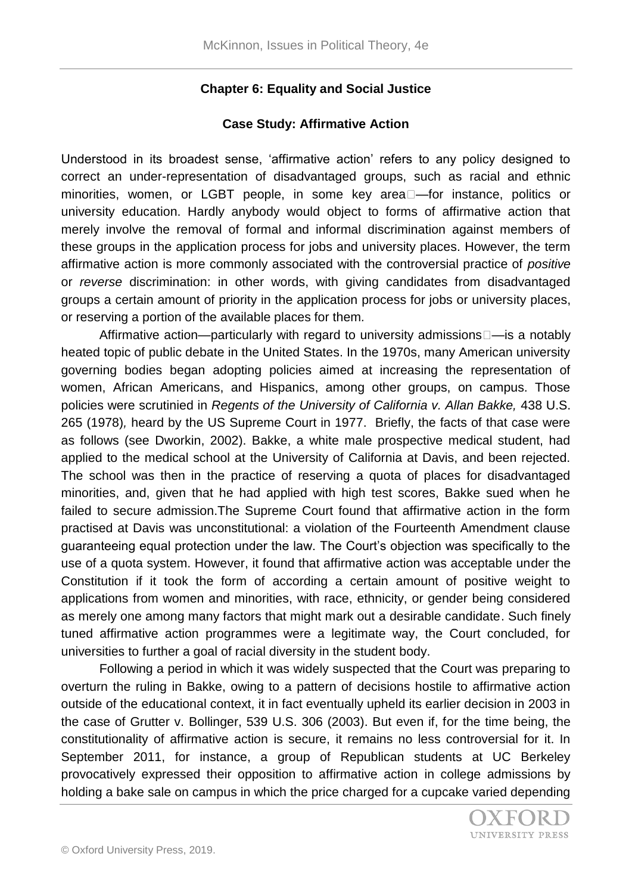## Chapter 6: Equality and Social Justice

### Case Study: Affirmative Action

Understood in its broadest sense, 'affirmative action' refers to any policy designed to correct an under-representation of disadvantaged groups, such as racial and ethnic minorities, women, or LGBT people, in some key area—for instance, politics or university education. Hardly anybody would object to forms of affirmative action that merely involve the removal of formal and informal discrimination against members of these groups in the application process for jobs and university places. However, the term affirmative action is more commonly associated with the controversial practice of *positive* or *reverse* discrimination: in other words, with giving candidates from disadvantaged groups a certain amount of priority in the application process for jobs or university places, or reserving a portion of the available places for them.

Affirmative action—particularly with regard to university admissions—is a notably heated topic of public debate in the United States. In the 1970s, many American university governing bodies began adopting policies aimed at increasing the representation of women, African Americans, and Hispanics, among other groups, on campus. Those policies were scrutinied in *Regents of the University of California v. Allan Bakke,* 438 U.S. 265 (1978)*,* heard by the US Supreme Court in 1977. Briefly, the facts of that case were as follows (see Dworkin, 2002). Bakke, a white male prospective medical student, had applied to the medical school at the University of California at Davis, and been rejected. The school was then in the practice of reserving a quota of places for disadvantaged minorities, and, given that he had applied with high test scores, Bakke sued when he failed to secure admission.The Supreme Court found that affirmative action in the form practised at Davis was unconstitutional: a violation of the Fourteenth Amendment clause guaranteeing equal protection under the law. The Court's objection was specifically to the use of a quota system. However, it found that affirmative action was acceptable under the Constitution if it took the form of according a certain amount of positive weight to applications from women and minorities, with race, ethnicity, or gender being considered as merely one among many factors that might mark out a desirable candidate. Such finely tuned affirmative action programmes were a legitimate way, the Court concluded, for universities to further a goal of racial diversity in the student body.

Following a period in which it was widely suspected that the Court was preparing to overturn the ruling in Bakke, owing to a pattern of decisions hostile to affirmative action outside of the educational context, it in fact eventually upheld its earlier decision in 2003 in the case of Grutter v. Bollinger, 539 U.S. 306 (2003). But even if, for the time being, the constitutionality of affirmative action is secure, it remains no less controversial for it. In September 2011, for instance, a group of Republican students at UC Berkeley provocatively expressed their opposition to affirmative action in college admissions by holding a bake sale on campus in which the price charged for a cupcake varied depending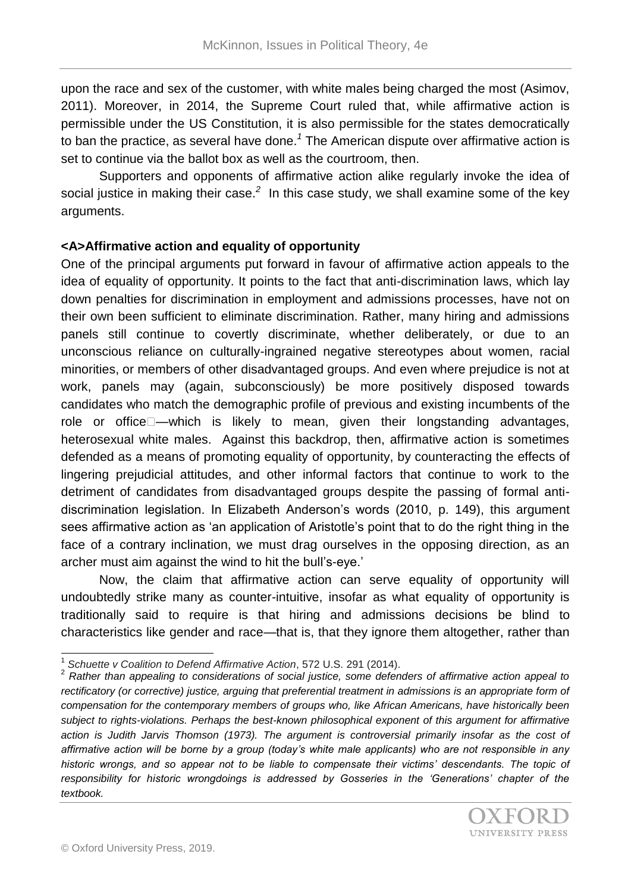upon the race and sex of the customer, with white males being charged the most (Asimov, 2011). Moreover, in 2014, the Supreme Court ruled that, while affirmative action is permissible under the US Constitution, it is also permissible for the states democratically to ban the practice, as several have done.[1] The American dispute over affirmative action is set to continue via the ballot box as well as the courtroom, then.

Supporters and opponents of affirmative action alike regularly invoke the idea of social justice in making their case.[2] In this case study, we shall examine some of the key arguments.

## Affirmative action and equality of opportunity

One of the principal arguments put forward in favour of affirmative action appeals to the idea of equality of opportunity. It points to the fact that anti-discrimination laws, which lay down penalties for discrimination in employment and admissions processes, have not on their own been sufficient to eliminate discrimination. Rather, many hiring and admissions panels still continue to covertly discriminate, whether deliberately, or due to an unconscious reliance on culturally-ingrained negative stereotypes about women, racial minorities, or members of other disadvantaged groups. And even where prejudice is not at work, panels may (again, subconsciously) be more positively disposed towards candidates who match the demographic profile of previous and existing incumbents of the role or office—which is likely to mean, given their longstanding advantages, heterosexual white males. Against this backdrop, then, affirmative action is sometimes defended as a means of promoting equality of opportunity, by counteracting the effects of lingering prejudicial attitudes, and other informal factors that continue to work to the detriment of candidates from disadvantaged groups despite the passing of formal anti-discrimination legislation. In Elizabeth Anderson's words (2010, p. 149), this argument sees affirmative action as 'an application of Aristotle's point that to do the right thing in the face of a contrary inclination, we must drag ourselves in the opposing direction, as an archer must aim against the wind to hit the bull's-eye.'

Now, the claim that affirmative action can serve equality of opportunity will undoubtedly strike many as counter-intuitive, insofar as what equality of opportunity is traditionally said to require is that hiring and admissions decisions be blind to characteristics like gender and race—that is, that they ignore them altogether, rather than

---

[1] *Schuette v Coalition to Defend Affirmative Action*, 572 U.S. 291 (2014).

[2] *Rather than appealing to considerations of social justice, some defenders of affirmative action appeal to rectificatory (or corrective) justice, arguing that preferential treatment in admissions is an appropriate form of compensation for the contemporary members of groups who, like African Americans, have historically been subject to rights-violations. Perhaps the best-known philosophical exponent of this argument for affirmative action is Judith Jarvis Thomson (1973). The argument is controversial primarily insofar as the cost of affirmative action will be borne by a group (today's white male applicants) who are not responsible in any historic wrongs, and so appear not to be liable to compensate their victims' descendants. The topic of responsibility for historic wrongdoings is addressed by Gosseries in the 'Generations' chapter of the textbook.*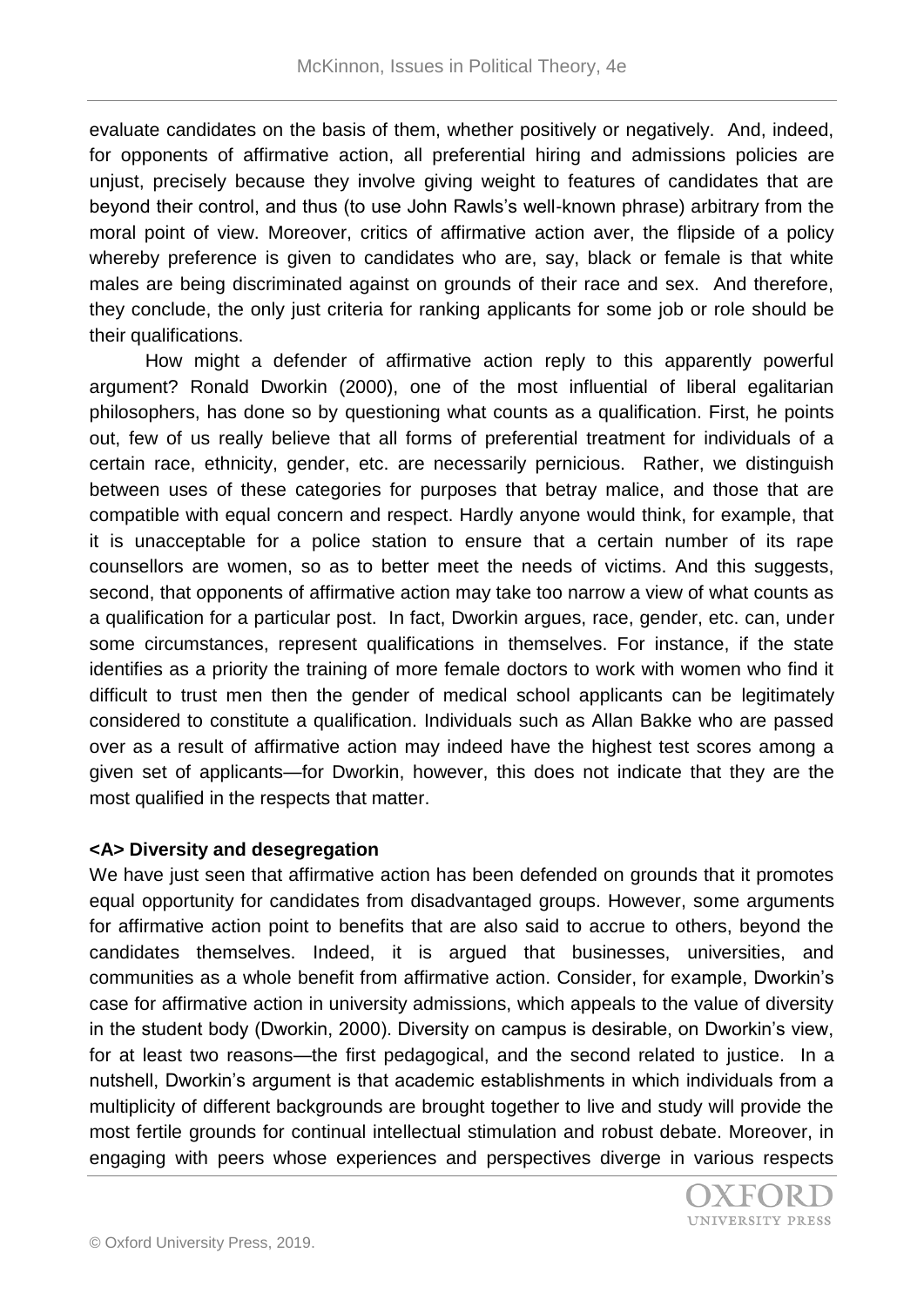evaluate candidates on the basis of them, whether positively or negatively. And, indeed, for opponents of affirmative action, all preferential hiring and admissions policies are unjust, precisely because they involve giving weight to features of candidates that are beyond their control, and thus (to use John Rawls's well-known phrase) arbitrary from the moral point of view. Moreover, critics of affirmative action aver, the flipside of a policy whereby preference is given to candidates who are, say, black or female is that white males are being discriminated against on grounds of their race and sex. And therefore, they conclude, the only just criteria for ranking applicants for some job or role should be their qualifications.

How might a defender of affirmative action reply to this apparently powerful argument? Ronald Dworkin (2000), one of the most influential of liberal egalitarian philosophers, has done so by questioning what counts as a qualification. First, he points out, few of us really believe that all forms of preferential treatment for individuals of a certain race, ethnicity, gender, etc. are necessarily pernicious. Rather, we distinguish between uses of these categories for purposes that betray malice, and those that are compatible with equal concern and respect. Hardly anyone would think, for example, that it is unacceptable for a police station to ensure that a certain number of its rape counsellors are women, so as to better meet the needs of victims. And this suggests, second, that opponents of affirmative action may take too narrow a view of what counts as a qualification for a particular post. In fact, Dworkin argues, race, gender, etc. can, under some circumstances, represent qualifications in themselves. For instance, if the state identifies as a priority the training of more female doctors to work with women who find it difficult to trust men then the gender of medical school applicants can be legitimately considered to constitute a qualification. Individuals such as Allan Bakke who are passed over as a result of affirmative action may indeed have the highest test scores among a given set of applicants—for Dworkin, however, this does not indicate that they are the most qualified in the respects that matter.

## Diversity and desegregation

We have just seen that affirmative action has been defended on grounds that it promotes equal opportunity for candidates from disadvantaged groups. However, some arguments for affirmative action point to benefits that are also said to accrue to others, beyond the candidates themselves. Indeed, it is argued that businesses, universities, and communities as a whole benefit from affirmative action. Consider, for example, Dworkin's case for affirmative action in university admissions, which appeals to the value of diversity in the student body (Dworkin, 2000). Diversity on campus is desirable, on Dworkin's view, for at least two reasons—the first pedagogical, and the second related to justice. In a nutshell, Dworkin's argument is that academic establishments in which individuals from a multiplicity of different backgrounds are brought together to live and study will provide the most fertile grounds for continual intellectual stimulation and robust debate. Moreover, in engaging with peers whose experiences and perspectives diverge in various respects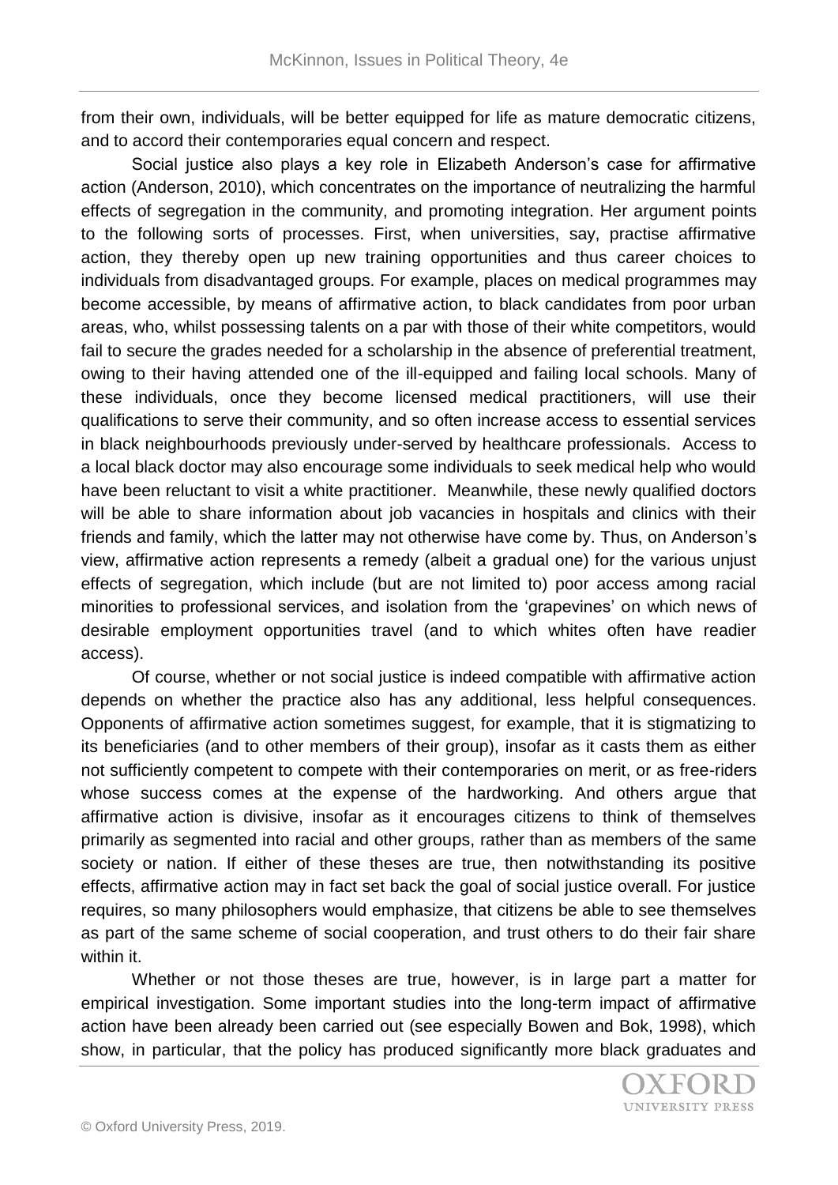from their own, individuals, will be better equipped for life as mature democratic citizens, and to accord their contemporaries equal concern and respect.

Social justice also plays a key role in Elizabeth Anderson's case for affirmative action (Anderson, 2010), which concentrates on the importance of neutralizing the harmful effects of segregation in the community, and promoting integration. Her argument points to the following sorts of processes. First, when universities, say, practise affirmative action, they thereby open up new training opportunities and thus career choices to individuals from disadvantaged groups. For example, places on medical programmes may become accessible, by means of affirmative action, to black candidates from poor urban areas, who, whilst possessing talents on a par with those of their white competitors, would fail to secure the grades needed for a scholarship in the absence of preferential treatment, owing to their having attended one of the ill-equipped and failing local schools. Many of these individuals, once they become licensed medical practitioners, will use their qualifications to serve their community, and so often increase access to essential services in black neighbourhoods previously under-served by healthcare professionals. Access to a local black doctor may also encourage some individuals to seek medical help who would have been reluctant to visit a white practitioner. Meanwhile, these newly qualified doctors will be able to share information about job vacancies in hospitals and clinics with their friends and family, which the latter may not otherwise have come by. Thus, on Anderson's view, affirmative action represents a remedy (albeit a gradual one) for the various unjust effects of segregation, which include (but are not limited to) poor access among racial minorities to professional services, and isolation from the 'grapevines' on which news of desirable employment opportunities travel (and to which whites often have readier access).

Of course, whether or not social justice is indeed compatible with affirmative action depends on whether the practice also has any additional, less helpful consequences. Opponents of affirmative action sometimes suggest, for example, that it is stigmatizing to its beneficiaries (and to other members of their group), insofar as it casts them as either not sufficiently competent to compete with their contemporaries on merit, or as free-riders whose success comes at the expense of the hardworking. And others argue that affirmative action is divisive, insofar as it encourages citizens to think of themselves primarily as segmented into racial and other groups, rather than as members of the same society or nation. If either of these theses are true, then notwithstanding its positive effects, affirmative action may in fact set back the goal of social justice overall. For justice requires, so many philosophers would emphasize, that citizens be able to see themselves as part of the same scheme of social cooperation, and trust others to do their fair share within it.

Whether or not those theses are true, however, is in large part a matter for empirical investigation. Some important studies into the long-term impact of affirmative action have been already been carried out (see especially Bowen and Bok, 1998), which show, in particular, that the policy has produced significantly more black graduates and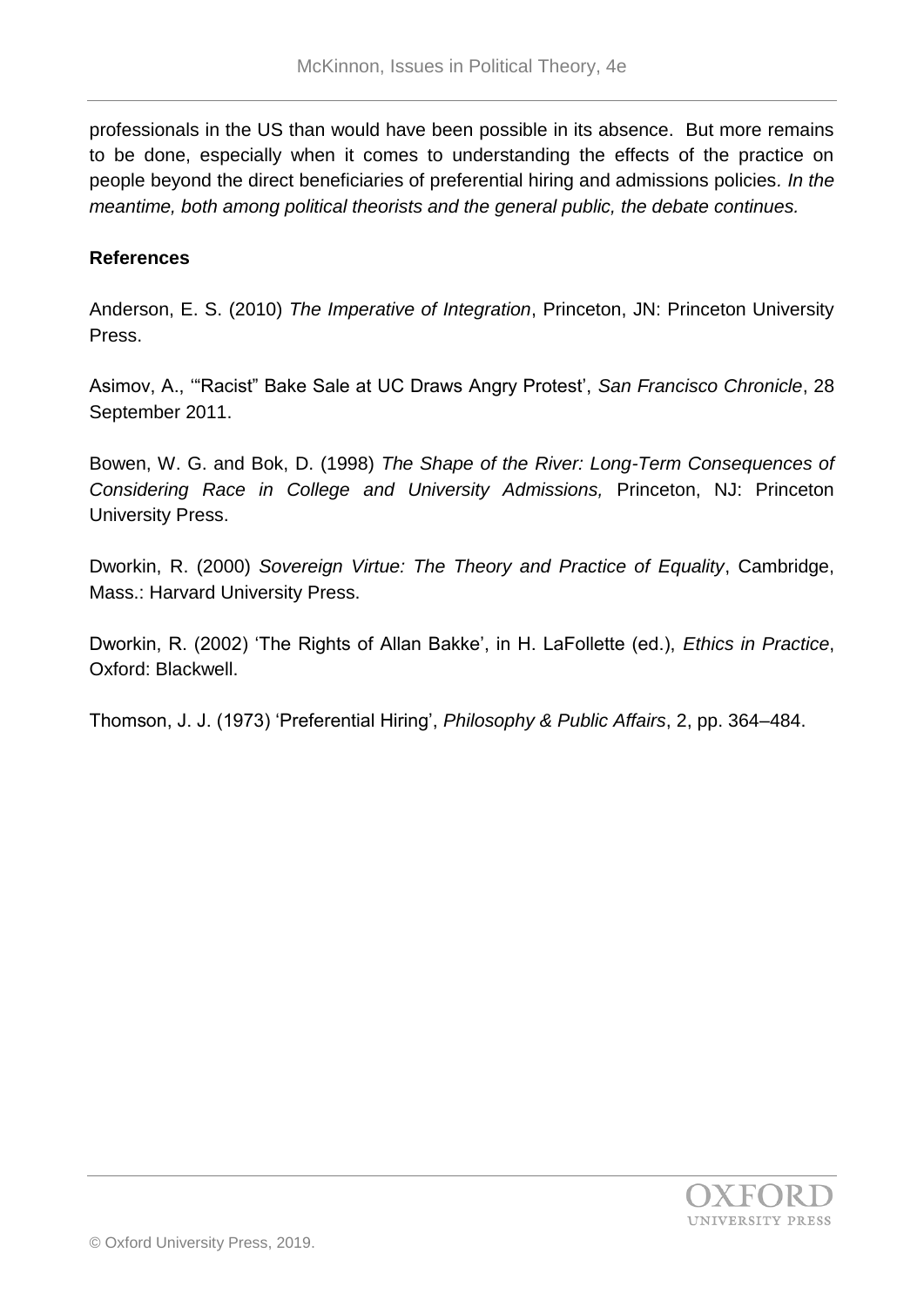professionals in the US than would have been possible in its absence. But more remains to be done, especially when it comes to understanding the effects of the practice on people beyond the direct beneficiaries of preferential hiring and admissions policies. *In the meantime, both among political theorists and the general public, the debate continues.*

**References**

Anderson, E. S. (2010) *The Imperative of Integration*, Princeton, JN: Princeton University Press.

Asimov, A., '"Racist" Bake Sale at UC Draws Angry Protest', *San Francisco Chronicle*, 28 September 2011.

Bowen, W. G. and Bok, D. (1998) *The Shape of the River: Long-Term Consequences of Considering Race in College and University Admissions,* Princeton, NJ: Princeton University Press.

Dworkin, R. (2000) *Sovereign Virtue: The Theory and Practice of Equality*, Cambridge, Mass.: Harvard University Press.

Dworkin, R. (2002) 'The Rights of Allan Bakke', in H. LaFollette (ed.), *Ethics in Practice*, Oxford: Blackwell.

Thomson, J. J. (1973) 'Preferential Hiring', *Philosophy & Public Affairs*, 2, pp. 364–484.